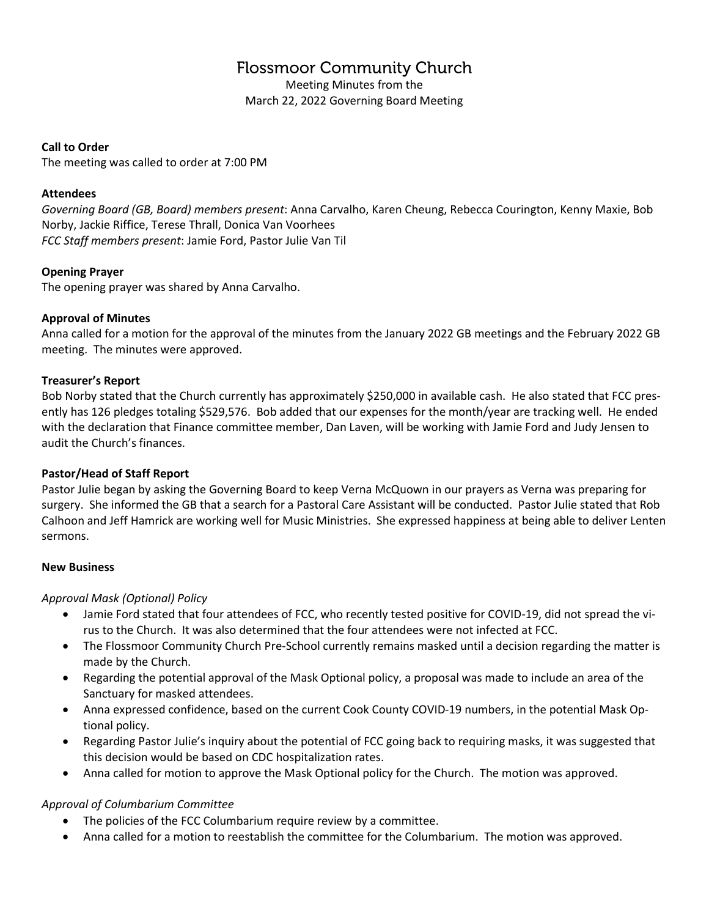# Flossmoor Community Church

Meeting Minutes from the
March 22, 2022 Governing Board Meeting

**Call to Order**

The meeting was called to order at 7:00 PM

**Attendees**

*Governing Board (GB, Board) members present*: Anna Carvalho, Karen Cheung, Rebecca Courington, Kenny Maxie, Bob Norby, Jackie Riffice, Terese Thrall, Donica Van Voorhees
*FCC Staff members present*: Jamie Ford, Pastor Julie Van Til

**Opening Prayer**

The opening prayer was shared by Anna Carvalho.

**Approval of Minutes**

Anna called for a motion for the approval of the minutes from the January 2022 GB meetings and the February 2022 GB meeting. The minutes were approved.

**Treasurer's Report**

Bob Norby stated that the Church currently has approximately $250,000 in available cash. He also stated that FCC presently has 126 pledges totaling $529,576. Bob added that our expenses for the month/year are tracking well. He ended with the declaration that Finance committee member, Dan Laven, will be working with Jamie Ford and Judy Jensen to audit the Church's finances.

**Pastor/Head of Staff Report**

Pastor Julie began by asking the Governing Board to keep Verna McQuown in our prayers as Verna was preparing for surgery. She informed the GB that a search for a Pastoral Care Assistant will be conducted. Pastor Julie stated that Rob Calhoon and Jeff Hamrick are working well for Music Ministries. She expressed happiness at being able to deliver Lenten sermons.

**New Business**

*Approval Mask (Optional) Policy*

- Jamie Ford stated that four attendees of FCC, who recently tested positive for COVID-19, did not spread the virus to the Church. It was also determined that the four attendees were not infected at FCC.
- The Flossmoor Community Church Pre-School currently remains masked until a decision regarding the matter is made by the Church.
- Regarding the potential approval of the Mask Optional policy, a proposal was made to include an area of the Sanctuary for masked attendees.
- Anna expressed confidence, based on the current Cook County COVID-19 numbers, in the potential Mask Optional policy.
- Regarding Pastor Julie's inquiry about the potential of FCC going back to requiring masks, it was suggested that this decision would be based on CDC hospitalization rates.
- Anna called for motion to approve the Mask Optional policy for the Church. The motion was approved.

*Approval of Columbarium Committee*

- The policies of the FCC Columbarium require review by a committee.
- Anna called for a motion to reestablish the committee for the Columbarium. The motion was approved.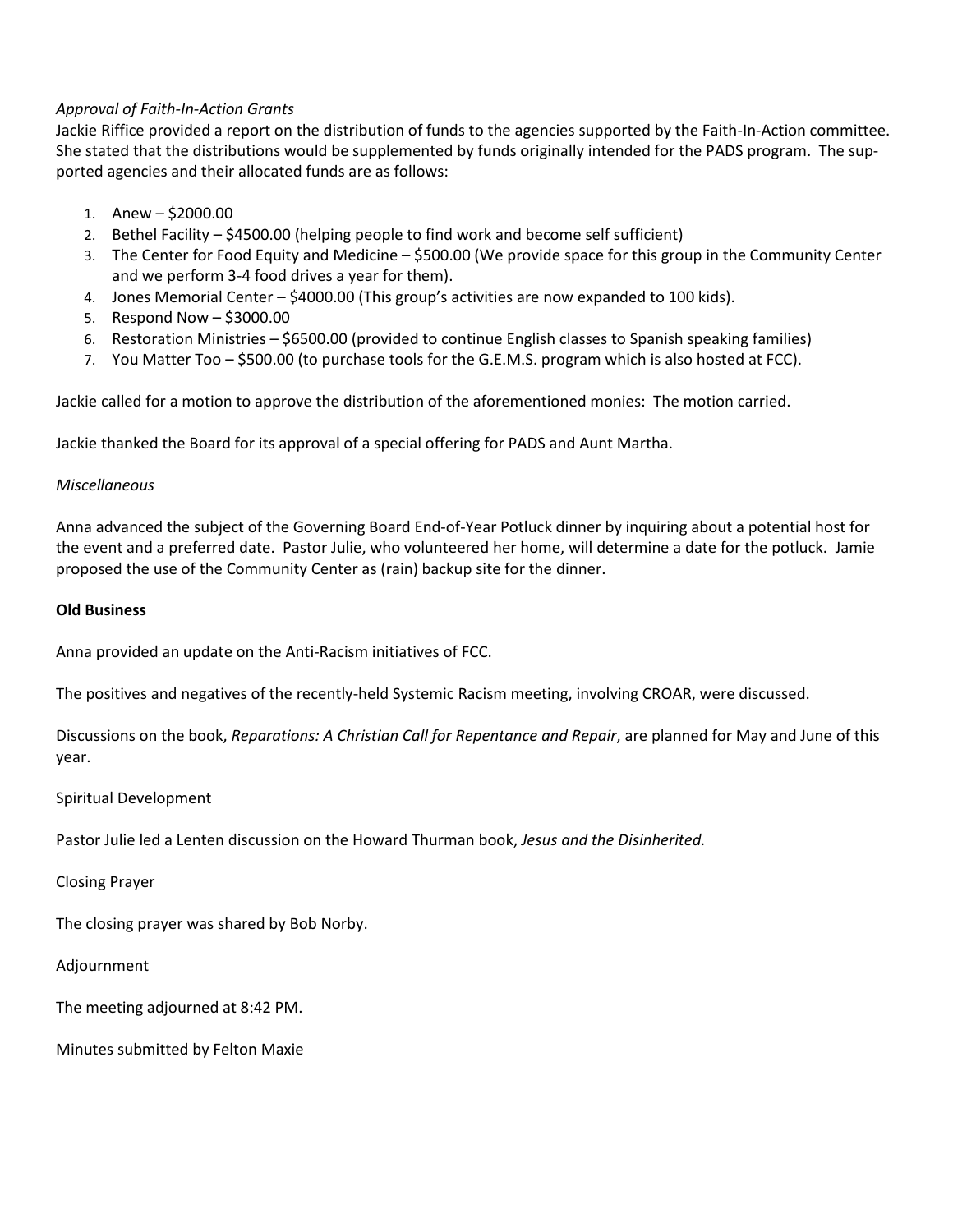*Approval of Faith-In-Action Grants*

Jackie Riffice provided a report on the distribution of funds to the agencies supported by the Faith-In-Action committee. She stated that the distributions would be supplemented by funds originally intended for the PADS program. The supported agencies and their allocated funds are as follows:

1. Anew – $2000.00
2. Bethel Facility – $4500.00 (helping people to find work and become self sufficient)
3. The Center for Food Equity and Medicine – $500.00 (We provide space for this group in the Community Center and we perform 3-4 food drives a year for them).
4. Jones Memorial Center – $4000.00 (This group's activities are now expanded to 100 kids).
5. Respond Now – $3000.00
6. Restoration Ministries – $6500.00 (provided to continue English classes to Spanish speaking families)
7. You Matter Too – $500.00 (to purchase tools for the G.E.M.S. program which is also hosted at FCC).

Jackie called for a motion to approve the distribution of the aforementioned monies: The motion carried.

Jackie thanked the Board for its approval of a special offering for PADS and Aunt Martha.

*Miscellaneous*

Anna advanced the subject of the Governing Board End-of-Year Potluck dinner by inquiring about a potential host for the event and a preferred date. Pastor Julie, who volunteered her home, will determine a date for the potluck. Jamie proposed the use of the Community Center as (rain) backup site for the dinner.

**Old Business**

Anna provided an update on the Anti-Racism initiatives of FCC.

The positives and negatives of the recently-held Systemic Racism meeting, involving CROAR, were discussed.

Discussions on the book, *Reparations: A Christian Call for Repentance and Repair*, are planned for May and June of this year.

Spiritual Development

Pastor Julie led a Lenten discussion on the Howard Thurman book, *Jesus and the Disinherited.*

Closing Prayer

The closing prayer was shared by Bob Norby.

Adjournment

The meeting adjourned at 8:42 PM.

Minutes submitted by Felton Maxie